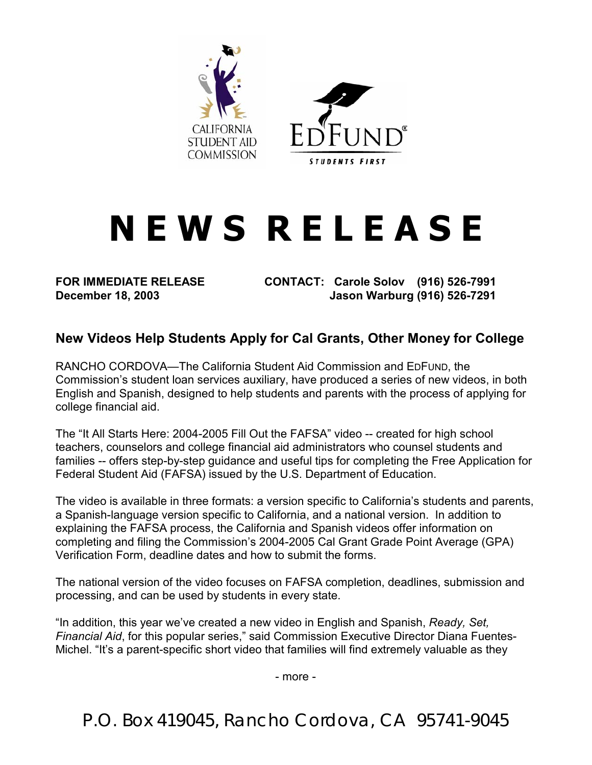CALIFORNIA STUDENT AID COMMISSION

EDFUND® STUDENTS FIRST

# NEWS RELEASE

**FOR IMMEDIATE RELEASE**
**December 18, 2003**

**CONTACT: Carole Solov (916) 526-7991**
**Jason Warburg (916) 526-7291**

## New Videos Help Students Apply for Cal Grants, Other Money for College

RANCHO CORDOVA—The California Student Aid Commission and EDFUND, the Commission's student loan services auxiliary, have produced a series of new videos, in both English and Spanish, designed to help students and parents with the process of applying for college financial aid.

The "It All Starts Here: 2004-2005 Fill Out the FAFSA" video -- created for high school teachers, counselors and college financial aid administrators who counsel students and families -- offers step-by-step guidance and useful tips for completing the Free Application for Federal Student Aid (FAFSA) issued by the U.S. Department of Education.

The video is available in three formats: a version specific to California's students and parents, a Spanish-language version specific to California, and a national version. In addition to explaining the FAFSA process, the California and Spanish videos offer information on completing and filing the Commission's 2004-2005 Cal Grant Grade Point Average (GPA) Verification Form, deadline dates and how to submit the forms.

The national version of the video focuses on FAFSA completion, deadlines, submission and processing, and can be used by students in every state.

"In addition, this year we've created a new video in English and Spanish, *Ready, Set, Financial Aid*, for this popular series," said Commission Executive Director Diana Fuentes-Michel. "It's a parent-specific short video that families will find extremely valuable as they

- more -

P.O. Box 419045, Rancho Cordova, CA 95741-9045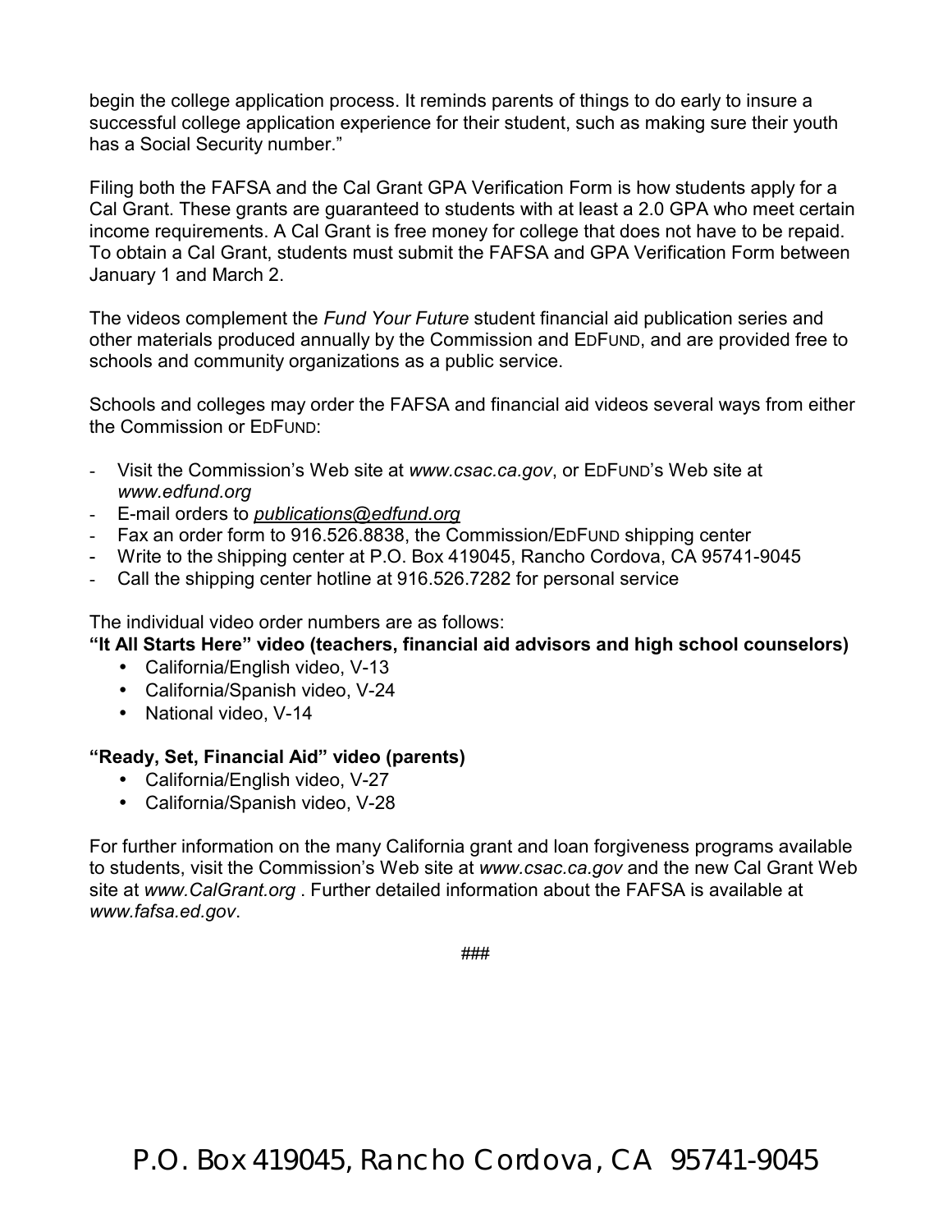begin the college application process. It reminds parents of things to do early to insure a successful college application experience for their student, such as making sure their youth has a Social Security number."

Filing both the FAFSA and the Cal Grant GPA Verification Form is how students apply for a Cal Grant. These grants are guaranteed to students with at least a 2.0 GPA who meet certain income requirements. A Cal Grant is free money for college that does not have to be repaid. To obtain a Cal Grant, students must submit the FAFSA and GPA Verification Form between January 1 and March 2.

The videos complement the *Fund Your Future* student financial aid publication series and other materials produced annually by the Commission and EDFUND, and are provided free to schools and community organizations as a public service.

Schools and colleges may order the FAFSA and financial aid videos several ways from either the Commission or EDFUND:

- Visit the Commission's Web site at *www.csac.ca.gov*, or EDFUND's Web site at *www.edfund.org*
- E-mail orders to *publications@edfund.org*
- Fax an order form to 916.526.8838, the Commission/EDFUND shipping center
- Write to the shipping center at P.O. Box 419045, Rancho Cordova, CA 95741-9045
- Call the shipping center hotline at 916.526.7282 for personal service

The individual video order numbers are as follows:

**"It All Starts Here" video (teachers, financial aid advisors and high school counselors)**

- California/English video, V-13
- California/Spanish video, V-24
- National video, V-14

**"Ready, Set, Financial Aid" video (parents)**

- California/English video, V-27
- California/Spanish video, V-28

For further information on the many California grant and loan forgiveness programs available to students, visit the Commission's Web site at *www.csac.ca.gov* and the new Cal Grant Web site at *www.CalGrant.org* . Further detailed information about the FAFSA is available at *www.fafsa.ed.gov*.

###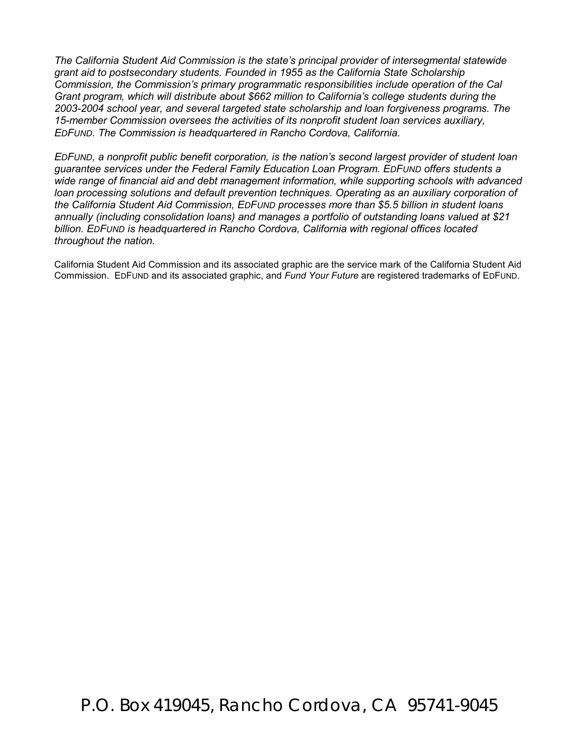*The California Student Aid Commission is the state's principal provider of intersegmental statewide grant aid to postsecondary students. Founded in 1955 as the California State Scholarship Commission, the Commission's primary programmatic responsibilities include operation of the Cal Grant program, which will distribute about $662 million to California's college students during the 2003-2004 school year, and several targeted state scholarship and loan forgiveness programs. The 15-member Commission oversees the activities of its nonprofit student loan services auxiliary, EDFUND. The Commission is headquartered in Rancho Cordova, California.*

*EDFUND, a nonprofit public benefit corporation, is the nation's second largest provider of student loan guarantee services under the Federal Family Education Loan Program. EDFUND offers students a wide range of financial aid and debt management information, while supporting schools with advanced loan processing solutions and default prevention techniques. Operating as an auxiliary corporation of the California Student Aid Commission, EDFUND processes more than $5.5 billion in student loans annually (including consolidation loans) and manages a portfolio of outstanding loans valued at $21 billion. EDFUND is headquartered in Rancho Cordova, California with regional offices located throughout the nation.*

California Student Aid Commission and its associated graphic are the service mark of the California Student Aid Commission. EDFUND and its associated graphic, and *Fund Your Future* are registered trademarks of EDFUND.

P.O. Box 419045, Rancho Cordova, CA 95741-9045